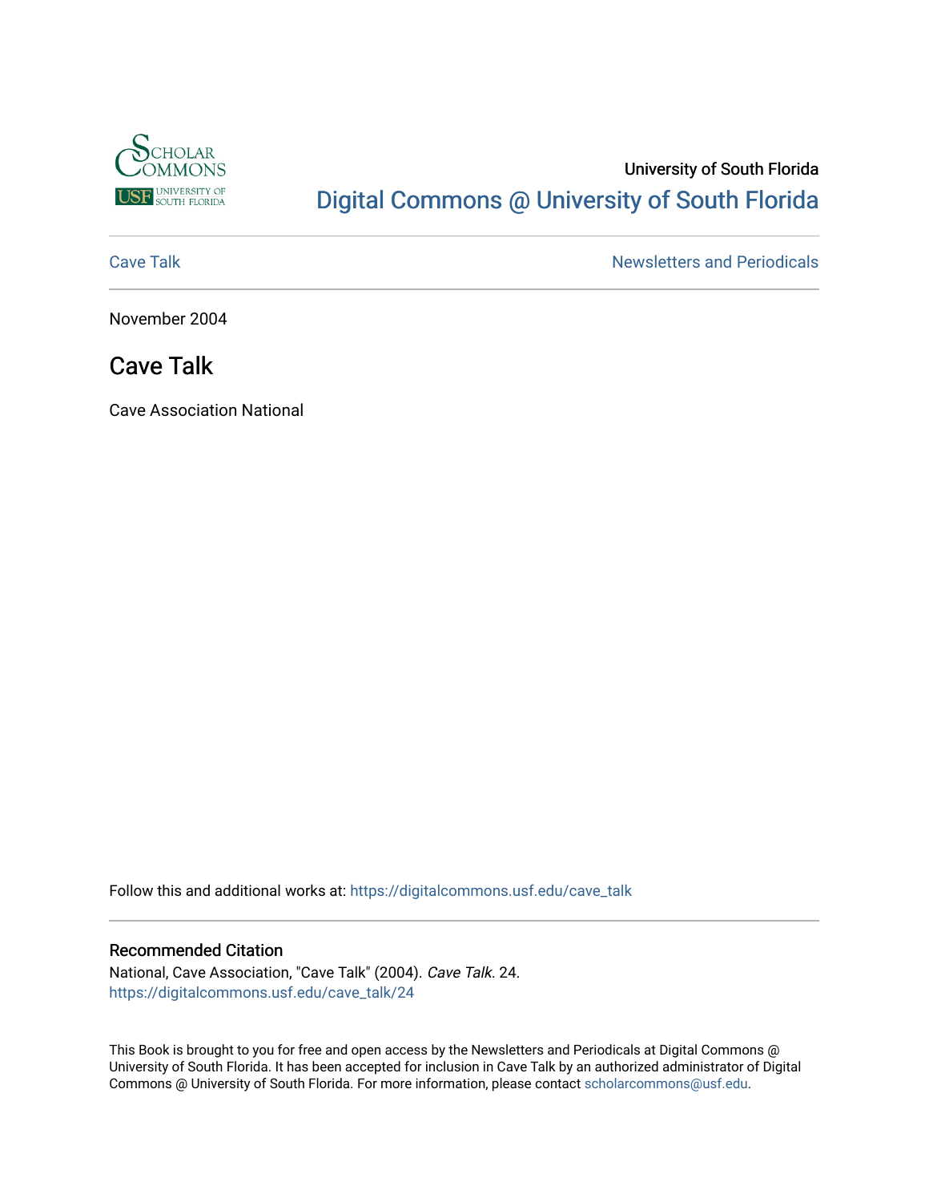University of South Florida

# Digital Commons @ University of South Florida

Cave Talk | Newsletters and Periodicals

November 2004

## Cave Talk

Cave Association National

Follow this and additional works at: https://digitalcommons.usf.edu/cave_talk

### Recommended Citation

National, Cave Association, "Cave Talk" (2004). *Cave Talk*. 24.
https://digitalcommons.usf.edu/cave_talk/24

This Book is brought to you for free and open access by the Newsletters and Periodicals at Digital Commons @ University of South Florida. It has been accepted for inclusion in Cave Talk by an authorized administrator of Digital Commons @ University of South Florida. For more information, please contact scholarcommons@usf.edu.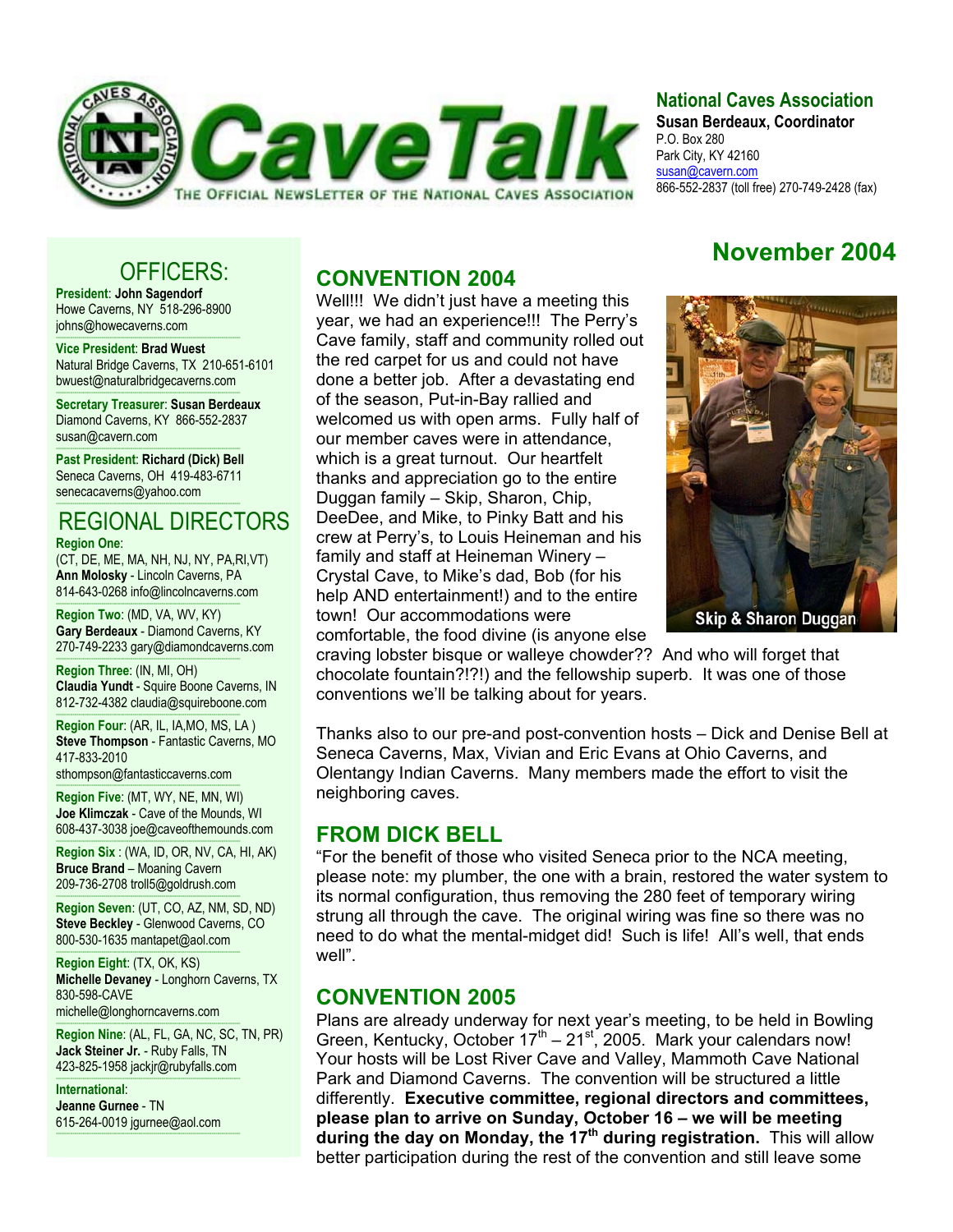# CaveTalk

THE OFFICIAL NEWSLETTER OF THE NATIONAL CAVES ASSOCIATION

**National Caves Association**
**Susan Berdeaux, Coordinator**
P.O. Box 280
Park City, KY 42160
susan@cavern.com
866-552-2837 (toll free) 270-749-2428 (fax)

## November 2004

## OFFICERS:

**President**: **John Sagendorf**
Howe Caverns, NY 518-296-8900
johns@howecaverns.com

**Vice President**: **Brad Wuest**
Natural Bridge Caverns, TX 210-651-6101
bwuest@naturalbridgecaverns.com

**Secretary Treasurer**: **Susan Berdeaux**
Diamond Caverns, KY 866-552-2837
susan@cavern.com

**Past President**: **Richard (Dick) Bell**
Seneca Caverns, OH 419-483-6711
senecacaverns@yahoo.com

## REGIONAL DIRECTORS

**Region One**:
(CT, DE, ME, MA, NH, NJ, NY, PA,RI,VT)
**Ann Molosky** - Lincoln Caverns, PA
814-643-0268 info@lincolncaverns.com

**Region Two**: (MD, VA, WV, KY)
**Gary Berdeaux** - Diamond Caverns, KY
270-749-2233 gary@diamondcaverns.com

**Region Three**: (IN, MI, OH)
**Claudia Yundt** - Squire Boone Caverns, IN
812-732-4382 claudia@squireboone.com

**Region Four**: (AR, IL, IA,MO, MS, LA )
**Steve Thompson** - Fantastic Caverns, MO
417-833-2010
sthompson@fantasticcaverns.com

**Region Five**: (MT, WY, NE, MN, WI)
**Joe Klimczak** - Cave of the Mounds, WI
608-437-3038 joe@caveofthemounds.com

**Region Six** : (WA, ID, OR, NV, CA, HI, AK)
**Bruce Brand** – Moaning Cavern
209-736-2708 troll5@goldrush.com

**Region Seven**: (UT, CO, AZ, NM, SD, ND)
**Steve Beckley** - Glenwood Caverns, CO
800-530-1635 mantapet@aol.com

**Region Eight**: (TX, OK, KS)
**Michelle Devaney** - Longhorn Caverns, TX
830-598-CAVE
michelle@longhorncaverns.com

**Region Nine**: (AL, FL, GA, NC, SC, TN, PR)
**Jack Steiner Jr.** - Ruby Falls, TN
423-825-1958 jackjr@rubyfalls.com

**International**:
**Jeanne Gurnee** - TN
615-264-0019 jgurnee@aol.com

## CONVENTION 2004

Well!!! We didn't just have a meeting this year, we had an experience!!! The Perry's Cave family, staff and community rolled out the red carpet for us and could not have done a better job. After a devastating end of the season, Put-in-Bay rallied and welcomed us with open arms. Fully half of our member caves were in attendance, which is a great turnout. Our heartfelt thanks and appreciation go to the entire Duggan family – Skip, Sharon, Chip, DeeDee, and Mike, to Pinky Batt and his crew at Perry's, to Louis Heineman and his family and staff at Heineman Winery – Crystal Cave, to Mike's dad, Bob (for his help AND entertainment!) and to the entire town! Our accommodations were comfortable, the food divine (is anyone else craving lobster bisque or walleye chowder?? And who will forget that chocolate fountain?!?!) and the fellowship superb. It was one of those conventions we'll be talking about for years.

Skip & Sharon Duggan

Thanks also to our pre-and post-convention hosts – Dick and Denise Bell at Seneca Caverns, Max, Vivian and Eric Evans at Ohio Caverns, and Olentangy Indian Caverns. Many members made the effort to visit the neighboring caves.

## FROM DICK BELL

"For the benefit of those who visited Seneca prior to the NCA meeting, please note: my plumber, the one with a brain, restored the water system to its normal configuration, thus removing the 280 feet of temporary wiring strung all through the cave. The original wiring was fine so there was no need to do what the mental-midget did! Such is life! All's well, that ends well".

## CONVENTION 2005

Plans are already underway for next year's meeting, to be held in Bowling Green, Kentucky, October 17th – 21st, 2005. Mark your calendars now! Your hosts will be Lost River Cave and Valley, Mammoth Cave National Park and Diamond Caverns. The convention will be structured a little differently. **Executive committee, regional directors and committees, please plan to arrive on Sunday, October 16 – we will be meeting during the day on Monday, the 17th during registration.** This will allow better participation during the rest of the convention and still leave some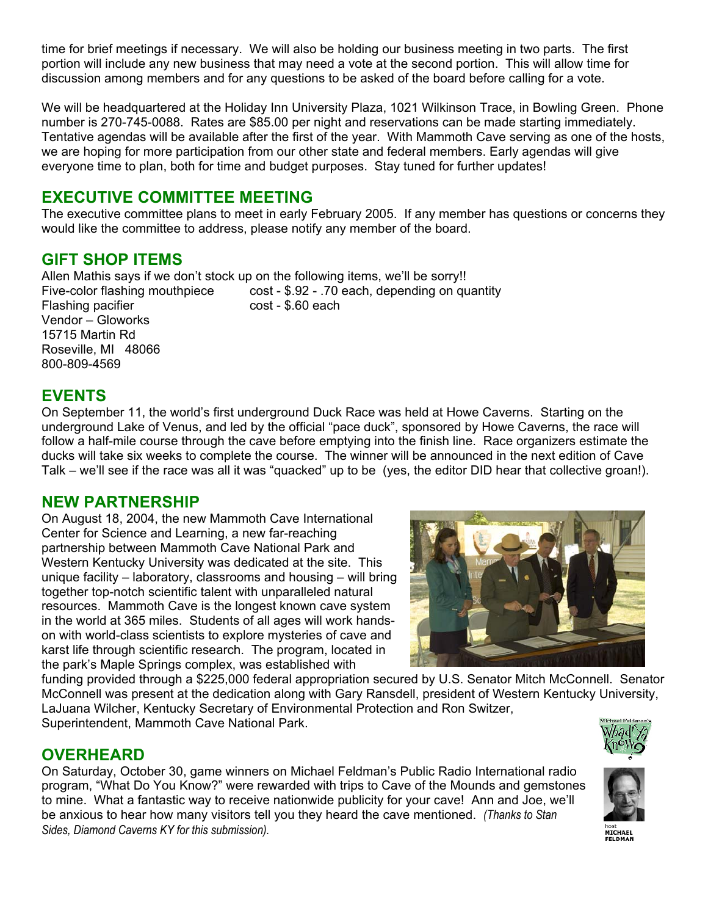time for brief meetings if necessary. We will also be holding our business meeting in two parts. The first portion will include any new business that may need a vote at the second portion. This will allow time for discussion among members and for any questions to be asked of the board before calling for a vote.

We will be headquartered at the Holiday Inn University Plaza, 1021 Wilkinson Trace, in Bowling Green. Phone number is 270-745-0088. Rates are $85.00 per night and reservations can be made starting immediately. Tentative agendas will be available after the first of the year. With Mammoth Cave serving as one of the hosts, we are hoping for more participation from our other state and federal members. Early agendas will give everyone time to plan, both for time and budget purposes. Stay tuned for further updates!

## EXECUTIVE COMMITTEE MEETING

The executive committee plans to meet in early February 2005. If any member has questions or concerns they would like the committee to address, please notify any member of the board.

## GIFT SHOP ITEMS

Allen Mathis says if we don't stock up on the following items, we'll be sorry!!

Five-color flashing mouthpiece — cost - $.92 - .70 each, depending on quantity

Flashing pacifier — cost - $.60 each

Vendor – Gloworks
15715 Martin Rd
Roseville, MI 48066
800-809-4569

## EVENTS

On September 11, the world's first underground Duck Race was held at Howe Caverns. Starting on the underground Lake of Venus, and led by the official "pace duck", sponsored by Howe Caverns, the race will follow a half-mile course through the cave before emptying into the finish line. Race organizers estimate the ducks will take six weeks to complete the course. The winner will be announced in the next edition of Cave Talk – we'll see if the race was all it was "quacked" up to be (yes, the editor DID hear that collective groan!).

## NEW PARTNERSHIP

On August 18, 2004, the new Mammoth Cave International Center for Science and Learning, a new far-reaching partnership between Mammoth Cave National Park and Western Kentucky University was dedicated at the site. This unique facility – laboratory, classrooms and housing – will bring together top-notch scientific talent with unparalleled natural resources. Mammoth Cave is the longest known cave system in the world at 365 miles. Students of all ages will work hands-on with world-class scientists to explore mysteries of cave and karst life through scientific research. The program, located in the park's Maple Springs complex, was established with funding provided through a $225,000 federal appropriation secured by U.S. Senator Mitch McConnell. Senator McConnell was present at the dedication along with Gary Ransdell, president of Western Kentucky University, LaJuana Wilcher, Kentucky Secretary of Environmental Protection and Ron Switzer, Superintendent, Mammoth Cave National Park.

## OVERHEARD

On Saturday, October 30, game winners on Michael Feldman's Public Radio International radio program, "What Do You Know?" were rewarded with trips to Cave of the Mounds and gemstones to mine. What a fantastic way to receive nationwide publicity for your cave! Ann and Joe, we'll be anxious to hear how many visitors tell you they heard the cave mentioned. *(Thanks to Stan Sides, Diamond Caverns KY for this submission).*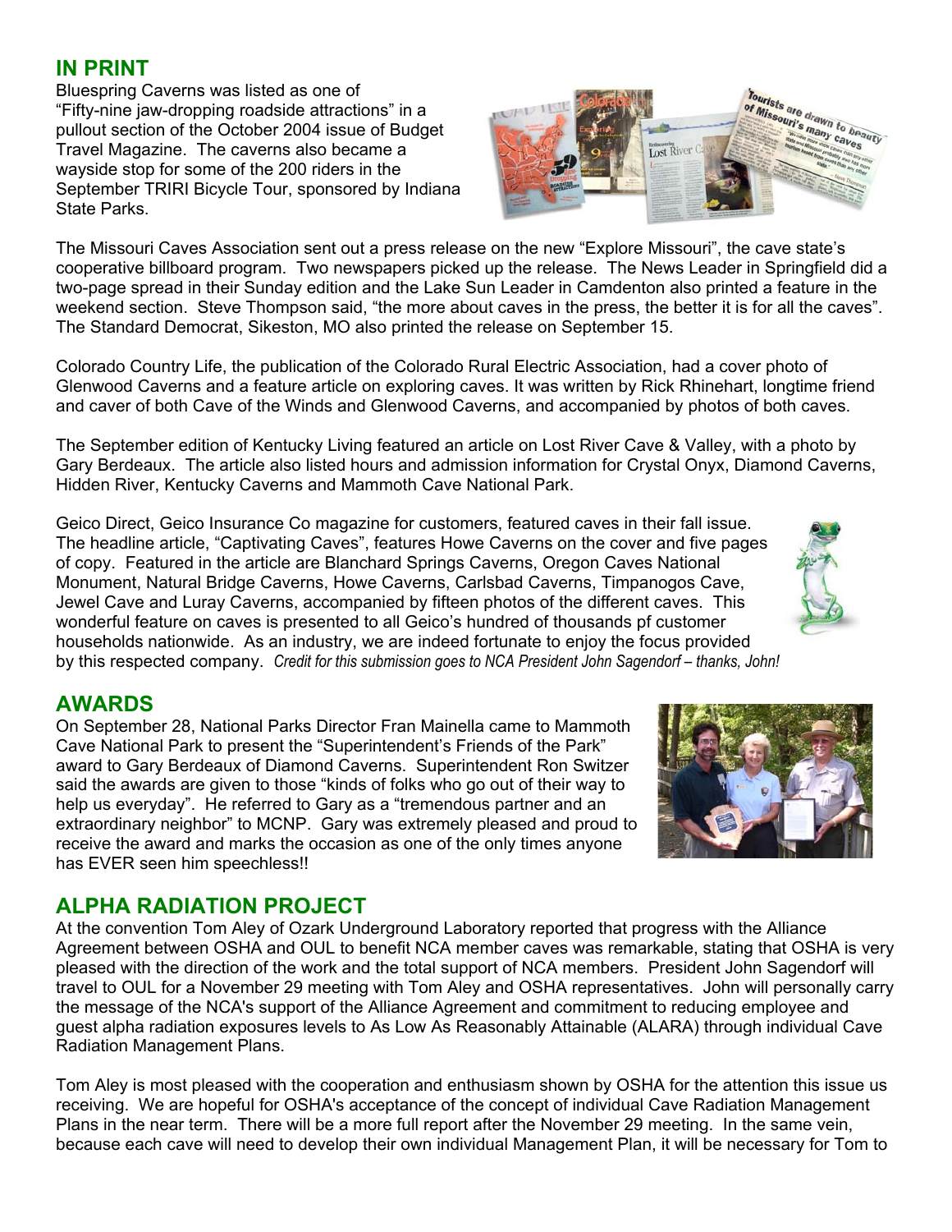## IN PRINT

Bluespring Caverns was listed as one of "Fifty-nine jaw-dropping roadside attractions" in a pullout section of the October 2004 issue of Budget Travel Magazine. The caverns also became a wayside stop for some of the 200 riders in the September TRIRI Bicycle Tour, sponsored by Indiana State Parks.

The Missouri Caves Association sent out a press release on the new "Explore Missouri", the cave state's cooperative billboard program. Two newspapers picked up the release. The News Leader in Springfield did a two-page spread in their Sunday edition and the Lake Sun Leader in Camdenton also printed a feature in the weekend section. Steve Thompson said, "the more about caves in the press, the better it is for all the caves". The Standard Democrat, Sikeston, MO also printed the release on September 15.

Colorado Country Life, the publication of the Colorado Rural Electric Association, had a cover photo of Glenwood Caverns and a feature article on exploring caves. It was written by Rick Rhinehart, longtime friend and caver of both Cave of the Winds and Glenwood Caverns, and accompanied by photos of both caves.

The September edition of Kentucky Living featured an article on Lost River Cave & Valley, with a photo by Gary Berdeaux. The article also listed hours and admission information for Crystal Onyx, Diamond Caverns, Hidden River, Kentucky Caverns and Mammoth Cave National Park.

Geico Direct, Geico Insurance Co magazine for customers, featured caves in their fall issue. The headline article, "Captivating Caves", features Howe Caverns on the cover and five pages of copy. Featured in the article are Blanchard Springs Caverns, Oregon Caves National Monument, Natural Bridge Caverns, Howe Caverns, Carlsbad Caverns, Timpanogos Cave, Jewel Cave and Luray Caverns, accompanied by fifteen photos of the different caves. This wonderful feature on caves is presented to all Geico's hundred of thousands pf customer households nationwide. As an industry, we are indeed fortunate to enjoy the focus provided by this respected company. *Credit for this submission goes to NCA President John Sagendorf – thanks, John!*

## AWARDS

On September 28, National Parks Director Fran Mainella came to Mammoth Cave National Park to present the "Superintendent's Friends of the Park" award to Gary Berdeaux of Diamond Caverns. Superintendent Ron Switzer said the awards are given to those "kinds of folks who go out of their way to help us everyday". He referred to Gary as a "tremendous partner and an extraordinary neighbor" to MCNP. Gary was extremely pleased and proud to receive the award and marks the occasion as one of the only times anyone has EVER seen him speechless!!

## ALPHA RADIATION PROJECT

At the convention Tom Aley of Ozark Underground Laboratory reported that progress with the Alliance Agreement between OSHA and OUL to benefit NCA member caves was remarkable, stating that OSHA is very pleased with the direction of the work and the total support of NCA members. President John Sagendorf will travel to OUL for a November 29 meeting with Tom Aley and OSHA representatives. John will personally carry the message of the NCA's support of the Alliance Agreement and commitment to reducing employee and guest alpha radiation exposures levels to As Low As Reasonably Attainable (ALARA) through individual Cave Radiation Management Plans.

Tom Aley is most pleased with the cooperation and enthusiasm shown by OSHA for the attention this issue us receiving. We are hopeful for OSHA's acceptance of the concept of individual Cave Radiation Management Plans in the near term. There will be a more full report after the November 29 meeting. In the same vein, because each cave will need to develop their own individual Management Plan, it will be necessary for Tom to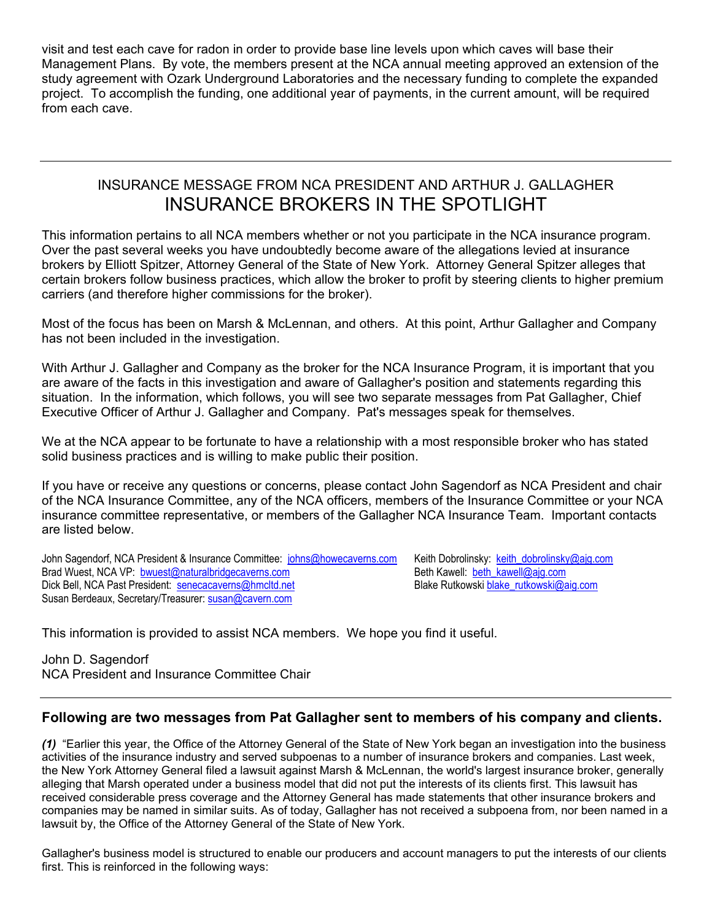visit and test each cave for radon in order to provide base line levels upon which caves will base their Management Plans. By vote, the members present at the NCA annual meeting approved an extension of the study agreement with Ozark Underground Laboratories and the necessary funding to complete the expanded project. To accomplish the funding, one additional year of payments, in the current amount, will be required from each cave.

---

## INSURANCE MESSAGE FROM NCA PRESIDENT AND ARTHUR J. GALLAGHER

# INSURANCE BROKERS IN THE SPOTLIGHT

This information pertains to all NCA members whether or not you participate in the NCA insurance program. Over the past several weeks you have undoubtedly become aware of the allegations levied at insurance brokers by Elliott Spitzer, Attorney General of the State of New York. Attorney General Spitzer alleges that certain brokers follow business practices, which allow the broker to profit by steering clients to higher premium carriers (and therefore higher commissions for the broker).

Most of the focus has been on Marsh & McLennan, and others. At this point, Arthur Gallagher and Company has not been included in the investigation.

With Arthur J. Gallagher and Company as the broker for the NCA Insurance Program, it is important that you are aware of the facts in this investigation and aware of Gallagher's position and statements regarding this situation. In the information, which follows, you will see two separate messages from Pat Gallagher, Chief Executive Officer of Arthur J. Gallagher and Company. Pat's messages speak for themselves.

We at the NCA appear to be fortunate to have a relationship with a most responsible broker who has stated solid business practices and is willing to make public their position.

If you have or receive any questions or concerns, please contact John Sagendorf as NCA President and chair of the NCA Insurance Committee, any of the NCA officers, members of the Insurance Committee or your NCA insurance committee representative, or members of the Gallagher NCA Insurance Team. Important contacts are listed below.

John Sagendorf, NCA President & Insurance Committee: johns@howecaverns.com
Brad Wuest, NCA VP: bwuest@naturalbridgecaverns.com
Dick Bell, NCA Past President: senecacaverns@hmcltd.net
Susan Berdeaux, Secretary/Treasurer: susan@cavern.com

Keith Dobrolinsky: keith_dobrolinsky@ajg.com
Beth Kawell: beth_kawell@ajg.com
Blake Rutkowski blake_rutkowski@aig.com

This information is provided to assist NCA members. We hope you find it useful.

John D. Sagendorf
NCA President and Insurance Committee Chair

---

### Following are two messages from Pat Gallagher sent to members of his company and clients.

***(1)*** "Earlier this year, the Office of the Attorney General of the State of New York began an investigation into the business activities of the insurance industry and served subpoenas to a number of insurance brokers and companies. Last week, the New York Attorney General filed a lawsuit against Marsh & McLennan, the world's largest insurance broker, generally alleging that Marsh operated under a business model that did not put the interests of its clients first. This lawsuit has received considerable press coverage and the Attorney General has made statements that other insurance brokers and companies may be named in similar suits. As of today, Gallagher has not received a subpoena from, nor been named in a lawsuit by, the Office of the Attorney General of the State of New York.

Gallagher's business model is structured to enable our producers and account managers to put the interests of our clients first. This is reinforced in the following ways: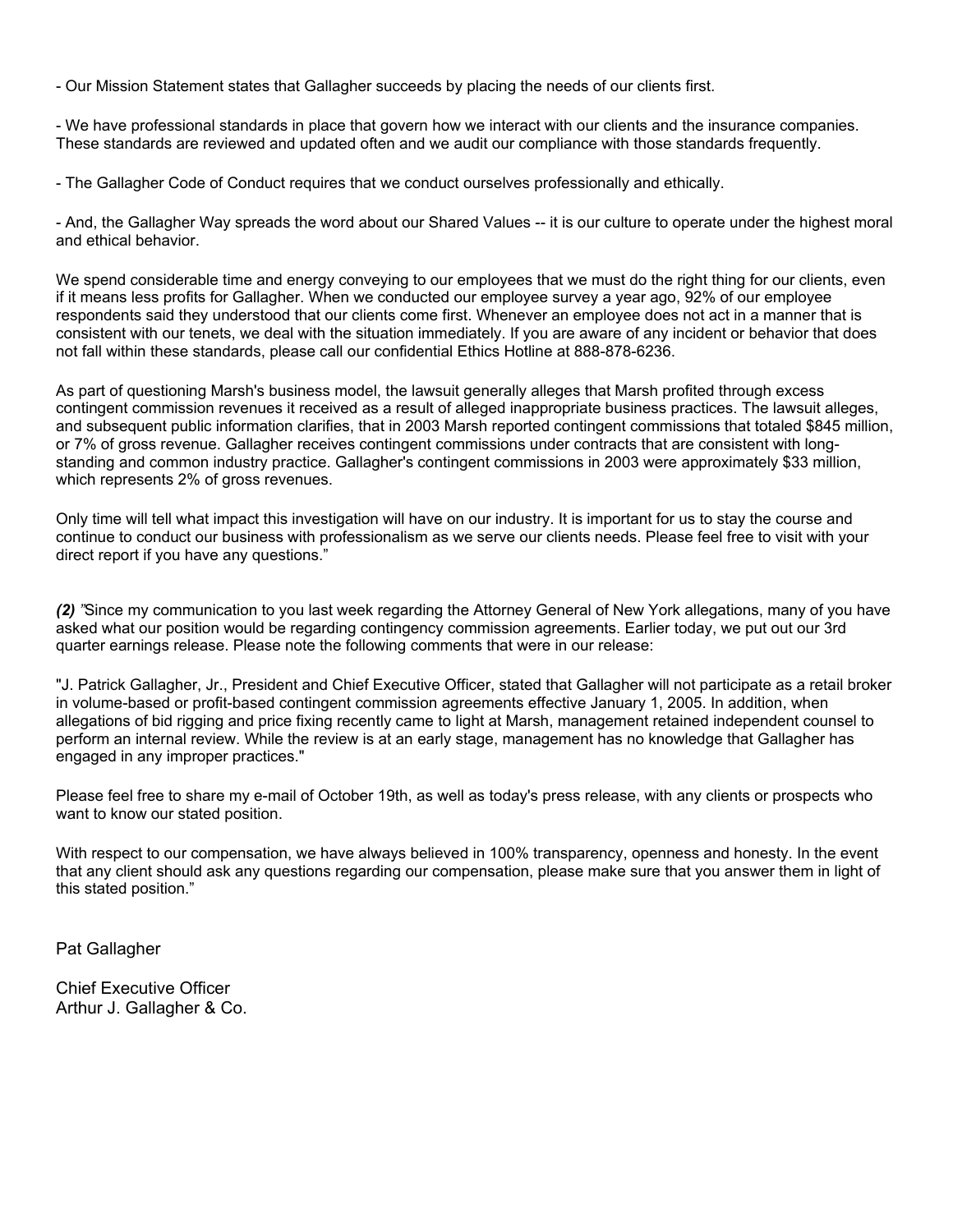- Our Mission Statement states that Gallagher succeeds by placing the needs of our clients first.

- We have professional standards in place that govern how we interact with our clients and the insurance companies. These standards are reviewed and updated often and we audit our compliance with those standards frequently.

- The Gallagher Code of Conduct requires that we conduct ourselves professionally and ethically.

- And, the Gallagher Way spreads the word about our Shared Values -- it is our culture to operate under the highest moral and ethical behavior.

We spend considerable time and energy conveying to our employees that we must do the right thing for our clients, even if it means less profits for Gallagher. When we conducted our employee survey a year ago, 92% of our employee respondents said they understood that our clients come first. Whenever an employee does not act in a manner that is consistent with our tenets, we deal with the situation immediately. If you are aware of any incident or behavior that does not fall within these standards, please call our confidential Ethics Hotline at 888-878-6236.

As part of questioning Marsh's business model, the lawsuit generally alleges that Marsh profited through excess contingent commission revenues it received as a result of alleged inappropriate business practices. The lawsuit alleges, and subsequent public information clarifies, that in 2003 Marsh reported contingent commissions that totaled $845 million, or 7% of gross revenue. Gallagher receives contingent commissions under contracts that are consistent with long-standing and common industry practice. Gallagher's contingent commissions in 2003 were approximately $33 million, which represents 2% of gross revenues.

Only time will tell what impact this investigation will have on our industry. It is important for us to stay the course and continue to conduct our business with professionalism as we serve our clients needs. Please feel free to visit with your direct report if you have any questions."

***(2)*** *"*Since my communication to you last week regarding the Attorney General of New York allegations, many of you have asked what our position would be regarding contingency commission agreements. Earlier today, we put out our 3rd quarter earnings release. Please note the following comments that were in our release:

"J. Patrick Gallagher, Jr., President and Chief Executive Officer, stated that Gallagher will not participate as a retail broker in volume-based or profit-based contingent commission agreements effective January 1, 2005. In addition, when allegations of bid rigging and price fixing recently came to light at Marsh, management retained independent counsel to perform an internal review. While the review is at an early stage, management has no knowledge that Gallagher has engaged in any improper practices."

Please feel free to share my e-mail of October 19th, as well as today's press release, with any clients or prospects who want to know our stated position.

With respect to our compensation, we have always believed in 100% transparency, openness and honesty. In the event that any client should ask any questions regarding our compensation, please make sure that you answer them in light of this stated position."

Pat Gallagher

Chief Executive Officer
Arthur J. Gallagher & Co.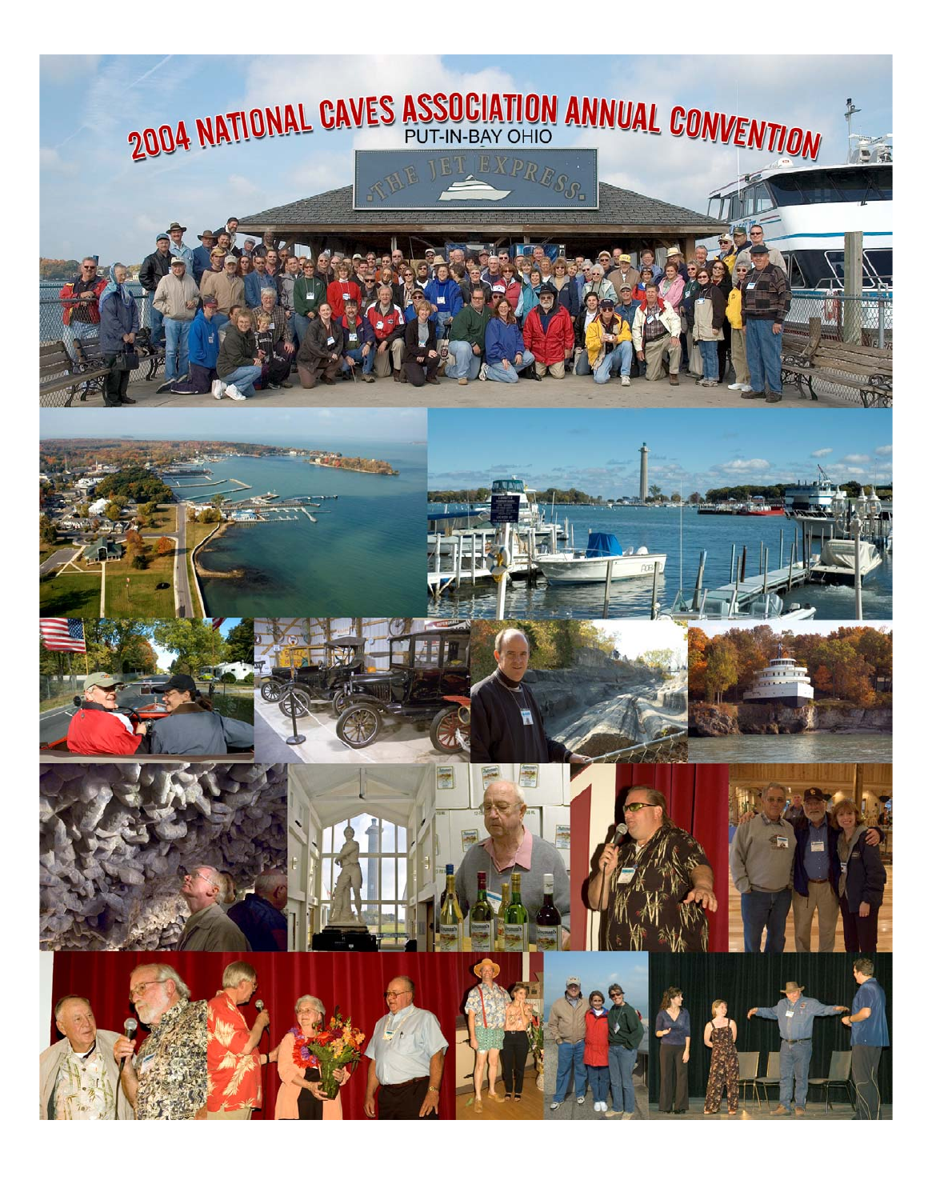# 2004 NATIONAL CAVES ASSOCIATION ANNUAL CONVENTION

PUT-IN-BAY OHIO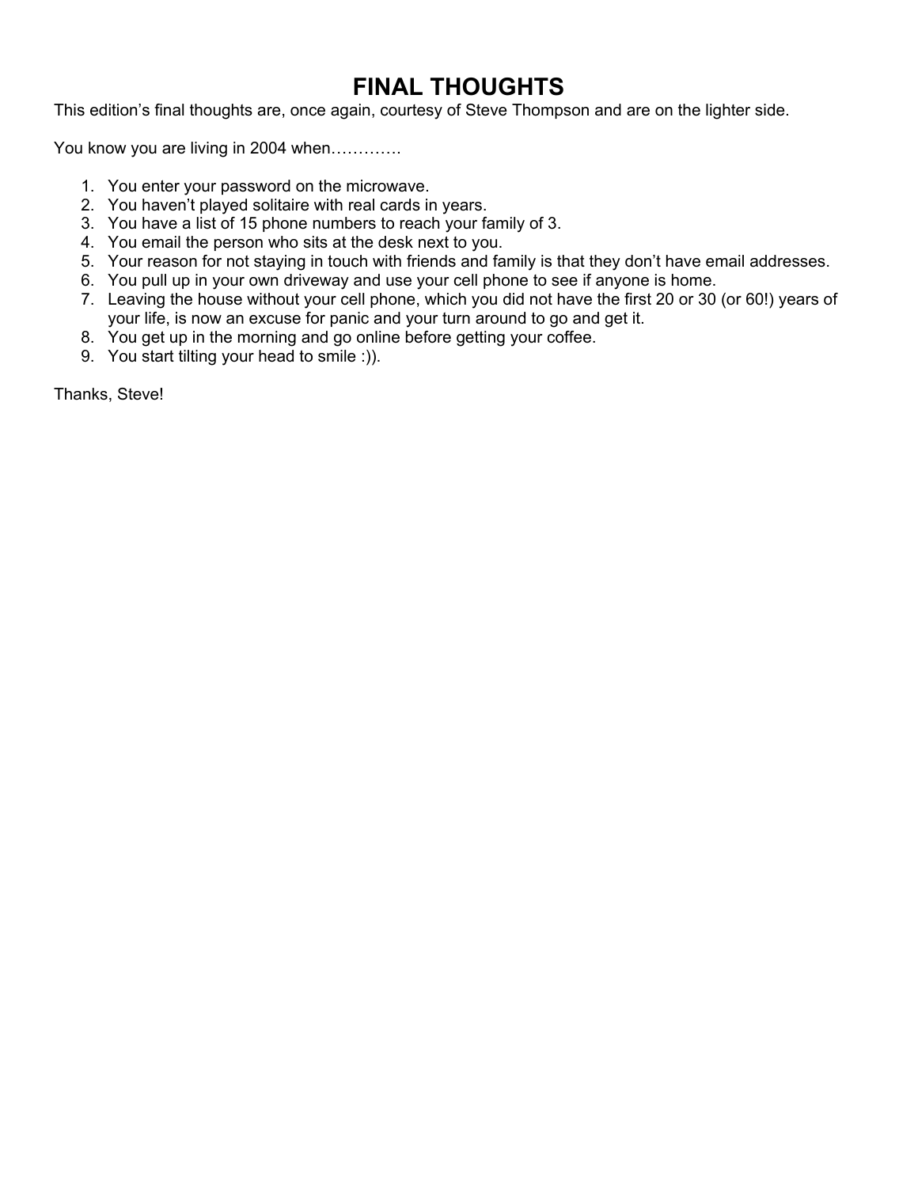# FINAL THOUGHTS

This edition's final thoughts are, once again, courtesy of Steve Thompson and are on the lighter side.

You know you are living in 2004 when………….

1. You enter your password on the microwave.
2. You haven't played solitaire with real cards in years.
3. You have a list of 15 phone numbers to reach your family of 3.
4. You email the person who sits at the desk next to you.
5. Your reason for not staying in touch with friends and family is that they don't have email addresses.
6. You pull up in your own driveway and use your cell phone to see if anyone is home.
7. Leaving the house without your cell phone, which you did not have the first 20 or 30 (or 60!) years of your life, is now an excuse for panic and your turn around to go and get it.
8. You get up in the morning and go online before getting your coffee.
9. You start tilting your head to smile :)).

Thanks, Steve!